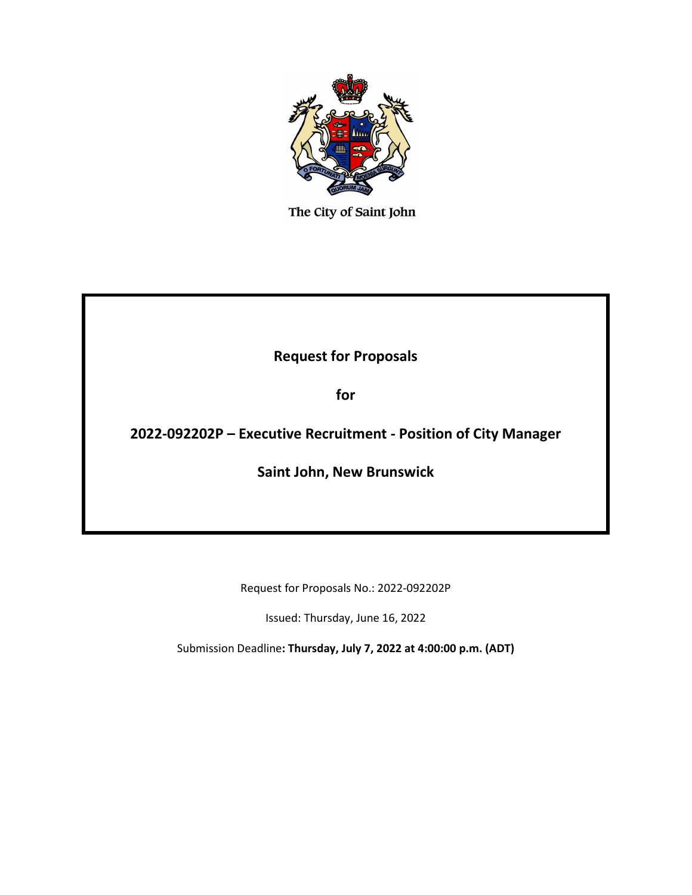The City of Saint John

**Request for Proposals**

**for**

**2022-092202P – Executive Recruitment - Position of City Manager**

**Saint John, New Brunswick**

Request for Proposals No.: 2022-092202P

Issued: Thursday, June 16, 2022

Submission Deadline**: Thursday, July 7, 2022 at 4:00:00 p.m. (ADT)**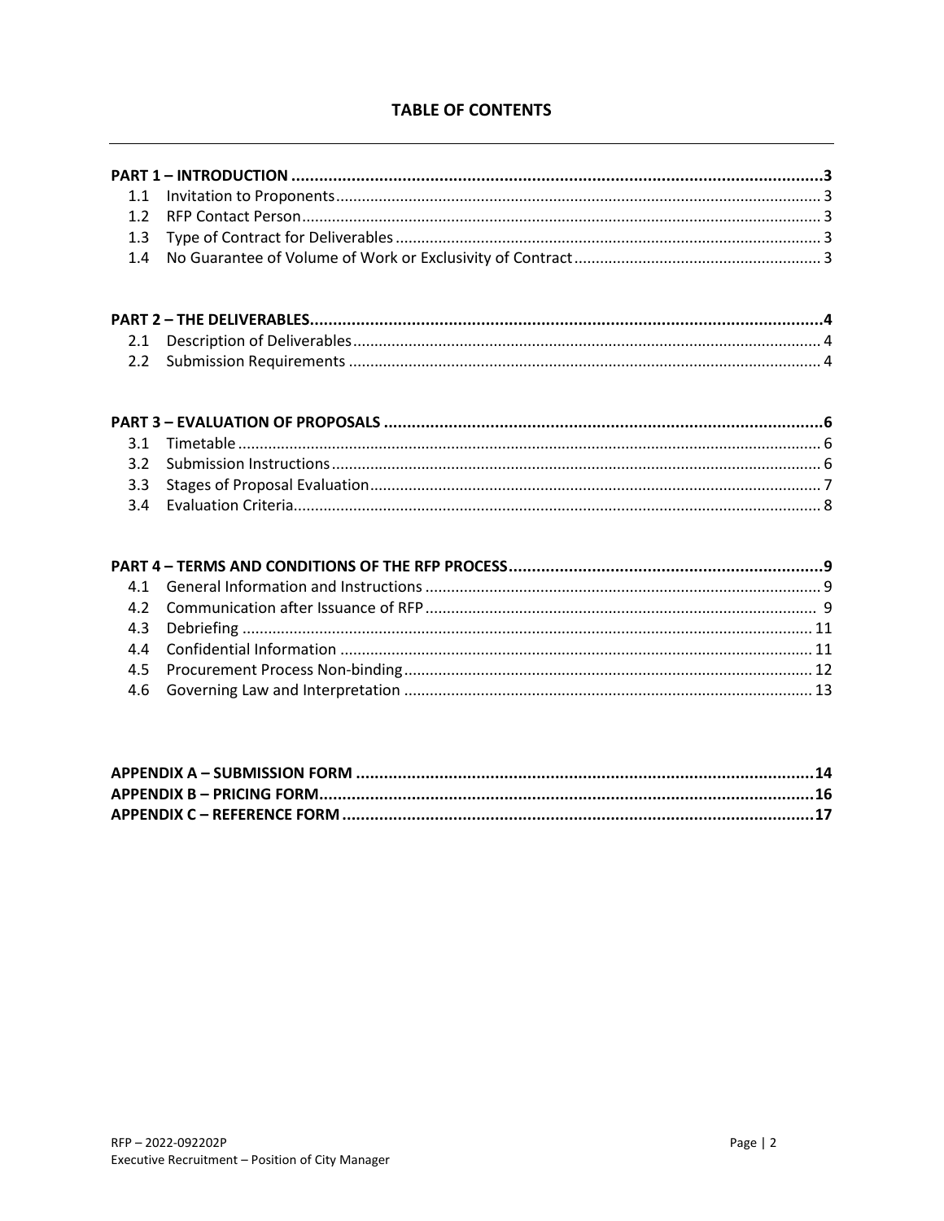## TABLE OF CONTENTS

**PART 1 – INTRODUCTION ....................................................................................................................3**

1.1 Invitation to Proponents ................................................................................................................ 3
1.2 RFP Contact Person ........................................................................................................................ 3
1.3 Type of Contract for Deliverables .................................................................................................. 3
1.4 No Guarantee of Volume of Work or Exclusivity of Contract .......................................................... 3

**PART 2 – THE DELIVERABLES..............................................................................................................4**

2.1 Description of Deliverables ............................................................................................................ 4
2.2 Submission Requirements ............................................................................................................. 4

**PART 3 – EVALUATION OF PROPOSALS ..............................................................................................6**

3.1 Timetable ....................................................................................................................................... 6
3.2 Submission Instructions .................................................................................................................. 6
3.3 Stages of Proposal Evaluation ......................................................................................................... 7
3.4 Evaluation Criteria ........................................................................................................................... 8

**PART 4 – TERMS AND CONDITIONS OF THE RFP PROCESS ....................................................................9**

4.1 General Information and Instructions ............................................................................................ 9
4.2 Communication after Issuance of RFP ........................................................................................... 9
4.3 Debriefing .................................................................................................................................... 11
4.4 Confidential Information ............................................................................................................. 11
4.5 Procurement Process Non-binding ............................................................................................... 12
4.6 Governing Law and Interpretation ............................................................................................... 13

**APPENDIX A – SUBMISSION FORM ...................................................................................................14**
**APPENDIX B – PRICING FORM...........................................................................................................16**
**APPENDIX C – REFERENCE FORM ......................................................................................................17**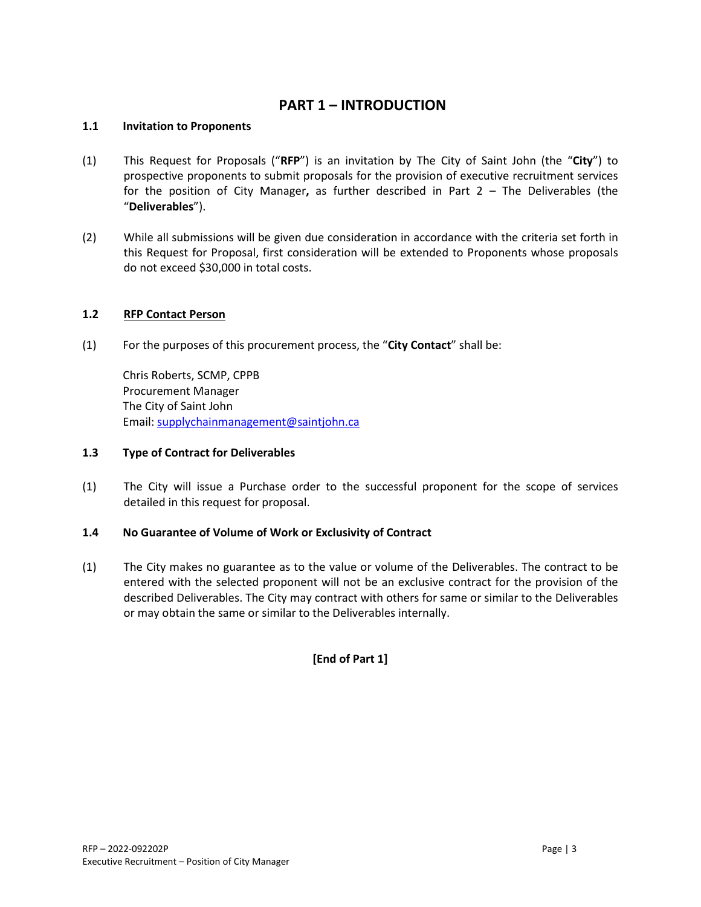# PART 1 – INTRODUCTION

### 1.1 Invitation to Proponents

(1) This Request for Proposals ("**RFP**") is an invitation by The City of Saint John (the "**City**") to prospective proponents to submit proposals for the provision of executive recruitment services for the position of City Manager**,** as further described in Part 2 – The Deliverables (the "**Deliverables**").

(2) While all submissions will be given due consideration in accordance with the criteria set forth in this Request for Proposal, first consideration will be extended to Proponents whose proposals do not exceed $30,000 in total costs.

### 1.2 RFP Contact Person

(1) For the purposes of this procurement process, the "**City Contact**" shall be:

Chris Roberts, SCMP, CPPB
Procurement Manager
The City of Saint John
Email: supplychainmanagement@saintjohn.ca

### 1.3 Type of Contract for Deliverables

(1) The City will issue a Purchase order to the successful proponent for the scope of services detailed in this request for proposal.

### 1.4 No Guarantee of Volume of Work or Exclusivity of Contract

(1) The City makes no guarantee as to the value or volume of the Deliverables. The contract to be entered with the selected proponent will not be an exclusive contract for the provision of the described Deliverables. The City may contract with others for same or similar to the Deliverables or may obtain the same or similar to the Deliverables internally.

**[End of Part 1]**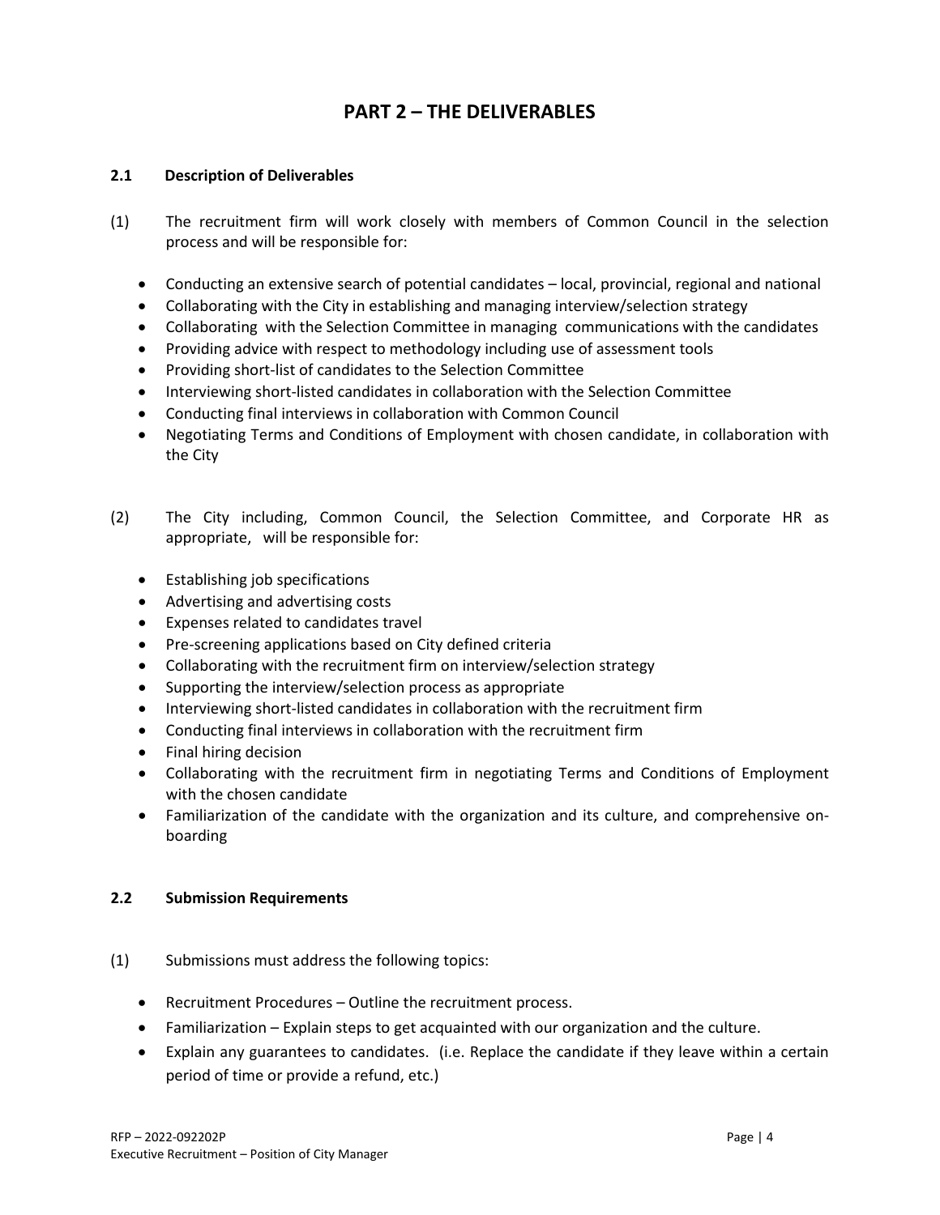# PART 2 – THE DELIVERABLES

## 2.1 Description of Deliverables

(1) The recruitment firm will work closely with members of Common Council in the selection process and will be responsible for:

- Conducting an extensive search of potential candidates – local, provincial, regional and national
- Collaborating with the City in establishing and managing interview/selection strategy
- Collaborating with the Selection Committee in managing communications with the candidates
- Providing advice with respect to methodology including use of assessment tools
- Providing short-list of candidates to the Selection Committee
- Interviewing short-listed candidates in collaboration with the Selection Committee
- Conducting final interviews in collaboration with Common Council
- Negotiating Terms and Conditions of Employment with chosen candidate, in collaboration with the City

(2) The City including, Common Council, the Selection Committee, and Corporate HR as appropriate, will be responsible for:

- Establishing job specifications
- Advertising and advertising costs
- Expenses related to candidates travel
- Pre-screening applications based on City defined criteria
- Collaborating with the recruitment firm on interview/selection strategy
- Supporting the interview/selection process as appropriate
- Interviewing short-listed candidates in collaboration with the recruitment firm
- Conducting final interviews in collaboration with the recruitment firm
- Final hiring decision
- Collaborating with the recruitment firm in negotiating Terms and Conditions of Employment with the chosen candidate
- Familiarization of the candidate with the organization and its culture, and comprehensive on-boarding

## 2.2 Submission Requirements

(1) Submissions must address the following topics:

- Recruitment Procedures – Outline the recruitment process.
- Familiarization – Explain steps to get acquainted with our organization and the culture.
- Explain any guarantees to candidates. (i.e. Replace the candidate if they leave within a certain period of time or provide a refund, etc.)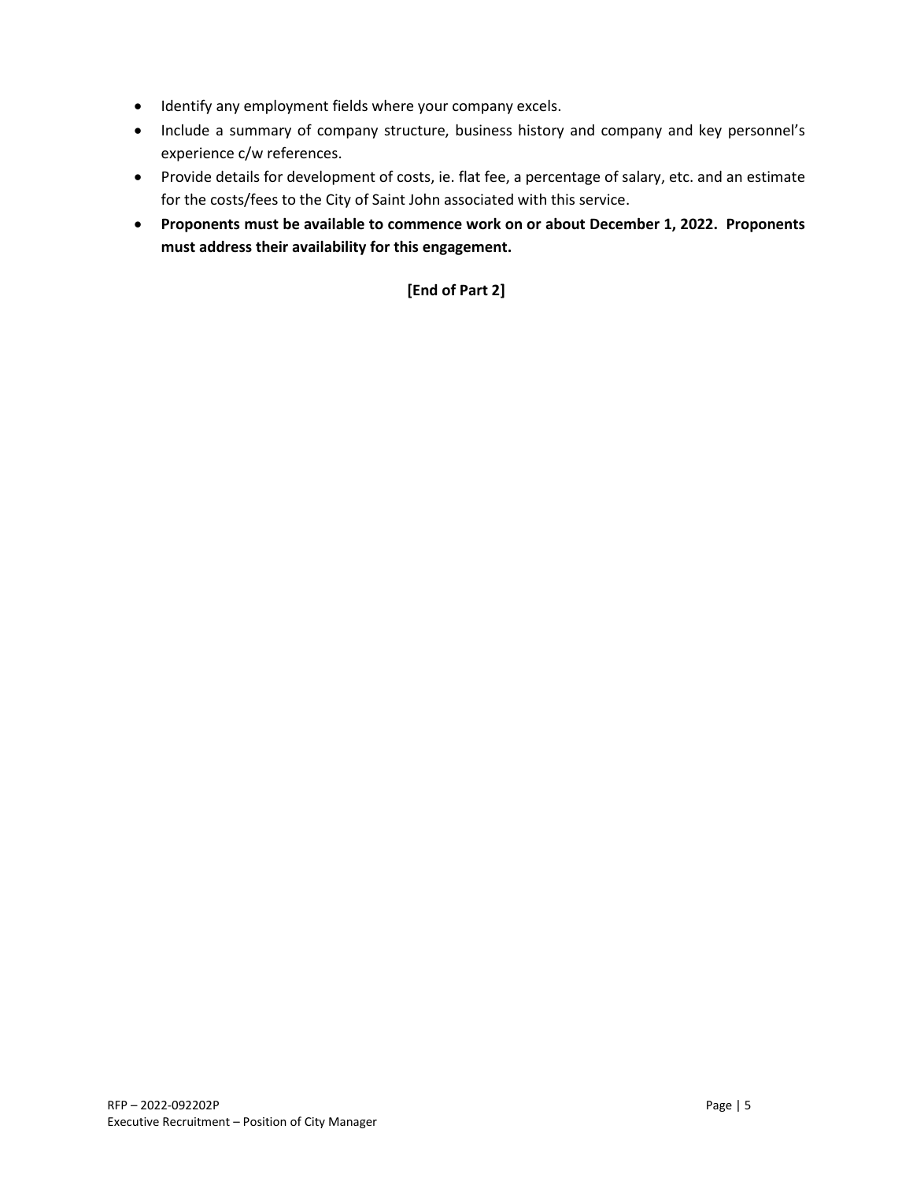- Identify any employment fields where your company excels.
- Include a summary of company structure, business history and company and key personnel's experience c/w references.
- Provide details for development of costs, ie. flat fee, a percentage of salary, etc. and an estimate for the costs/fees to the City of Saint John associated with this service.
- **Proponents must be available to commence work on or about December 1, 2022. Proponents must address their availability for this engagement.**

**[End of Part 2]**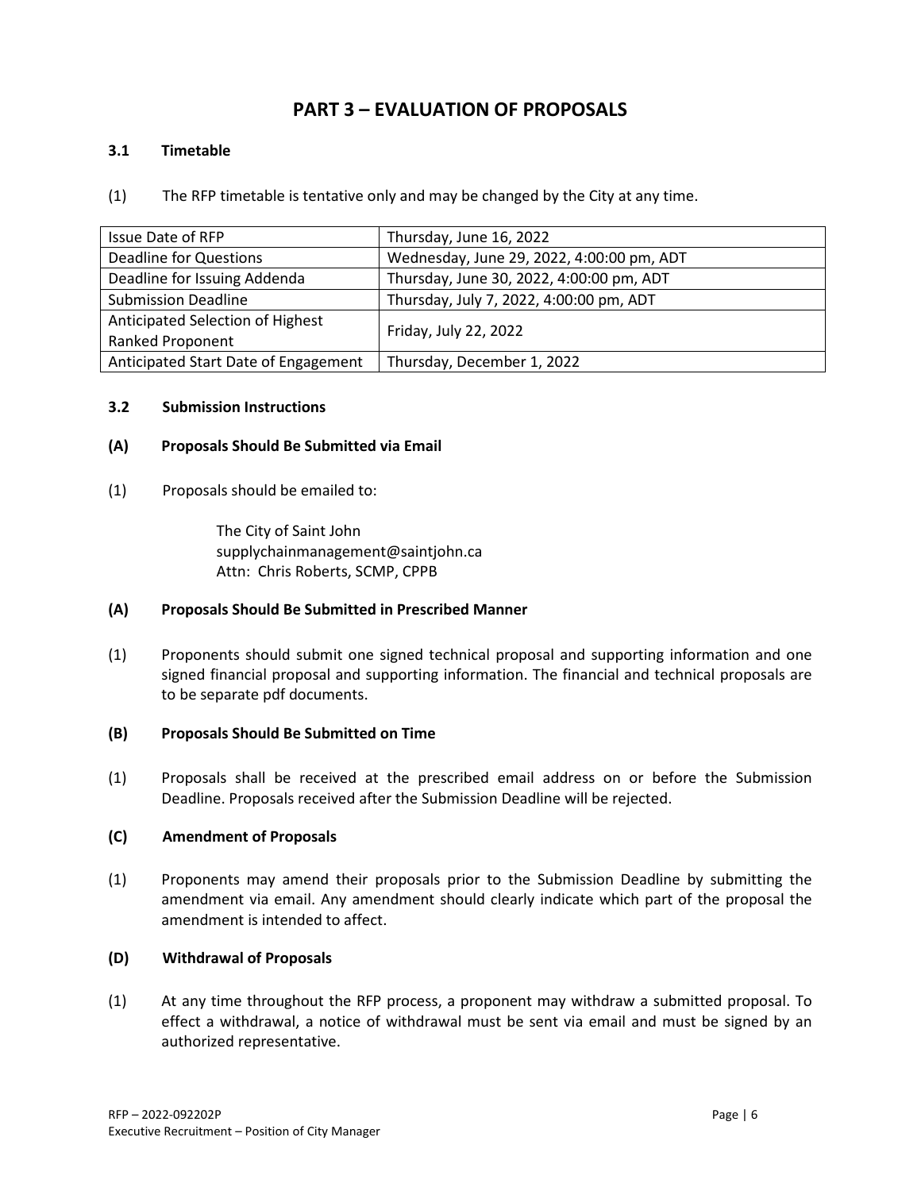# PART 3 – EVALUATION OF PROPOSALS

### 3.1 Timetable

(1) The RFP timetable is tentative only and may be changed by the City at any time.

| Issue Date of RFP | Thursday, June 16, 2022 |
|---|---|
| Deadline for Questions | Wednesday, June 29, 2022, 4:00:00 pm, ADT |
| Deadline for Issuing Addenda | Thursday, June 30, 2022, 4:00:00 pm, ADT |
| Submission Deadline | Thursday, July 7, 2022, 4:00:00 pm, ADT |
| Anticipated Selection of Highest Ranked Proponent | Friday, July 22, 2022 |
| Anticipated Start Date of Engagement | Thursday, December 1, 2022 |

### 3.2 Submission Instructions

#### (A) Proposals Should Be Submitted via Email

(1) Proposals should be emailed to:

The City of Saint John
supplychainmanagement@saintjohn.ca
Attn: Chris Roberts, SCMP, CPPB

#### (A) Proposals Should Be Submitted in Prescribed Manner

(1) Proponents should submit one signed technical proposal and supporting information and one signed financial proposal and supporting information. The financial and technical proposals are to be separate pdf documents.

#### (B) Proposals Should Be Submitted on Time

(1) Proposals shall be received at the prescribed email address on or before the Submission Deadline. Proposals received after the Submission Deadline will be rejected.

#### (C) Amendment of Proposals

(1) Proponents may amend their proposals prior to the Submission Deadline by submitting the amendment via email. Any amendment should clearly indicate which part of the proposal the amendment is intended to affect.

#### (D) Withdrawal of Proposals

(1) At any time throughout the RFP process, a proponent may withdraw a submitted proposal. To effect a withdrawal, a notice of withdrawal must be sent via email and must be signed by an authorized representative.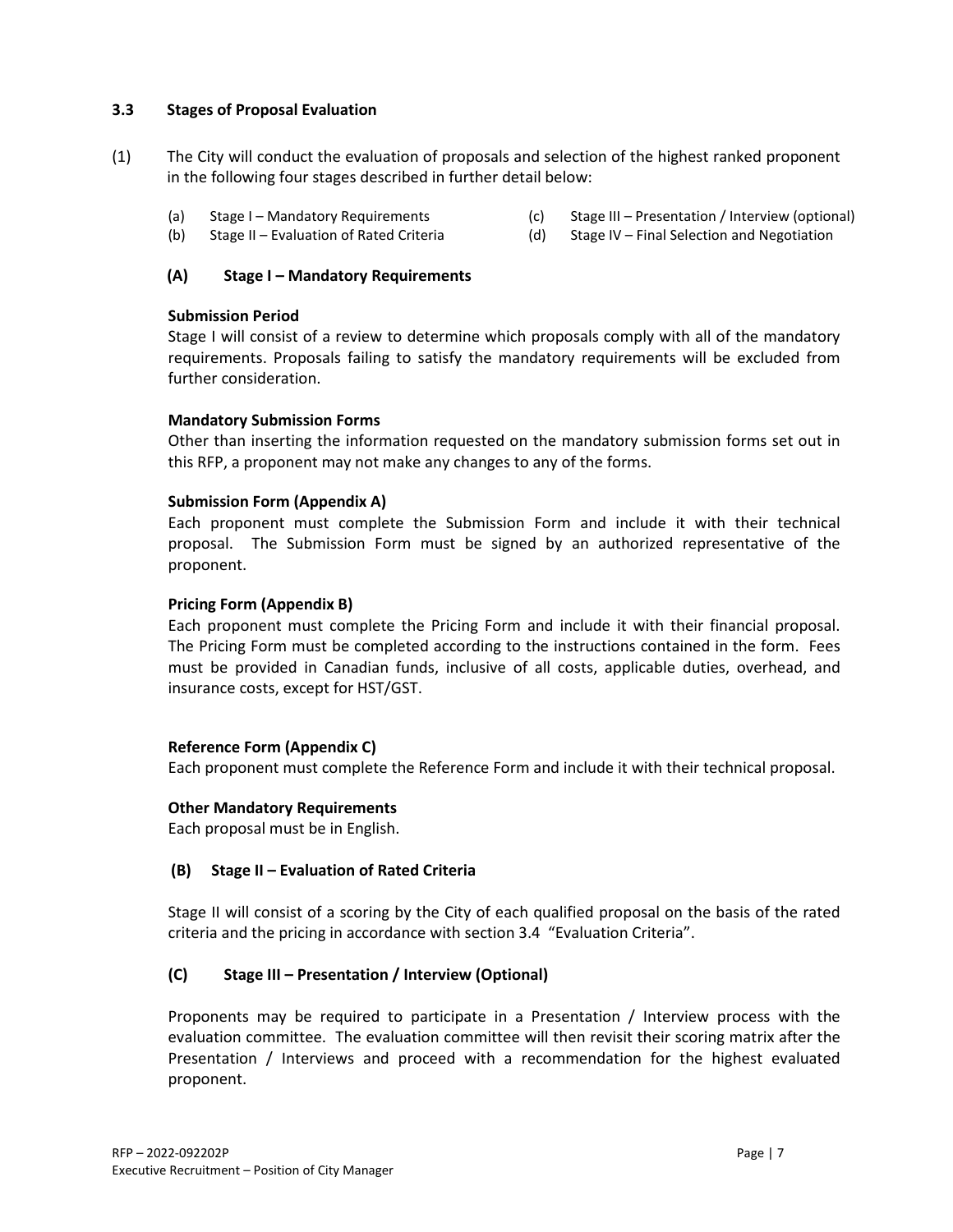### 3.3 Stages of Proposal Evaluation

(1) The City will conduct the evaluation of proposals and selection of the highest ranked proponent in the following four stages described in further detail below:

(a) Stage I – Mandatory Requirements
(b) Stage II – Evaluation of Rated Criteria
(c) Stage III – Presentation / Interview (optional)
(d) Stage IV – Final Selection and Negotiation

#### (A) Stage I – Mandatory Requirements

**Submission Period**
Stage I will consist of a review to determine which proposals comply with all of the mandatory requirements. Proposals failing to satisfy the mandatory requirements will be excluded from further consideration.

**Mandatory Submission Forms**
Other than inserting the information requested on the mandatory submission forms set out in this RFP, a proponent may not make any changes to any of the forms.

**Submission Form (Appendix A)**
Each proponent must complete the Submission Form and include it with their technical proposal. The Submission Form must be signed by an authorized representative of the proponent.

**Pricing Form (Appendix B)**
Each proponent must complete the Pricing Form and include it with their financial proposal. The Pricing Form must be completed according to the instructions contained in the form. Fees must be provided in Canadian funds, inclusive of all costs, applicable duties, overhead, and insurance costs, except for HST/GST.

**Reference Form (Appendix C)**
Each proponent must complete the Reference Form and include it with their technical proposal.

**Other Mandatory Requirements**
Each proposal must be in English.

#### (B) Stage II – Evaluation of Rated Criteria

Stage II will consist of a scoring by the City of each qualified proposal on the basis of the rated criteria and the pricing in accordance with section 3.4 "Evaluation Criteria".

#### (C) Stage III – Presentation / Interview (Optional)

Proponents may be required to participate in a Presentation / Interview process with the evaluation committee. The evaluation committee will then revisit their scoring matrix after the Presentation / Interviews and proceed with a recommendation for the highest evaluated proponent.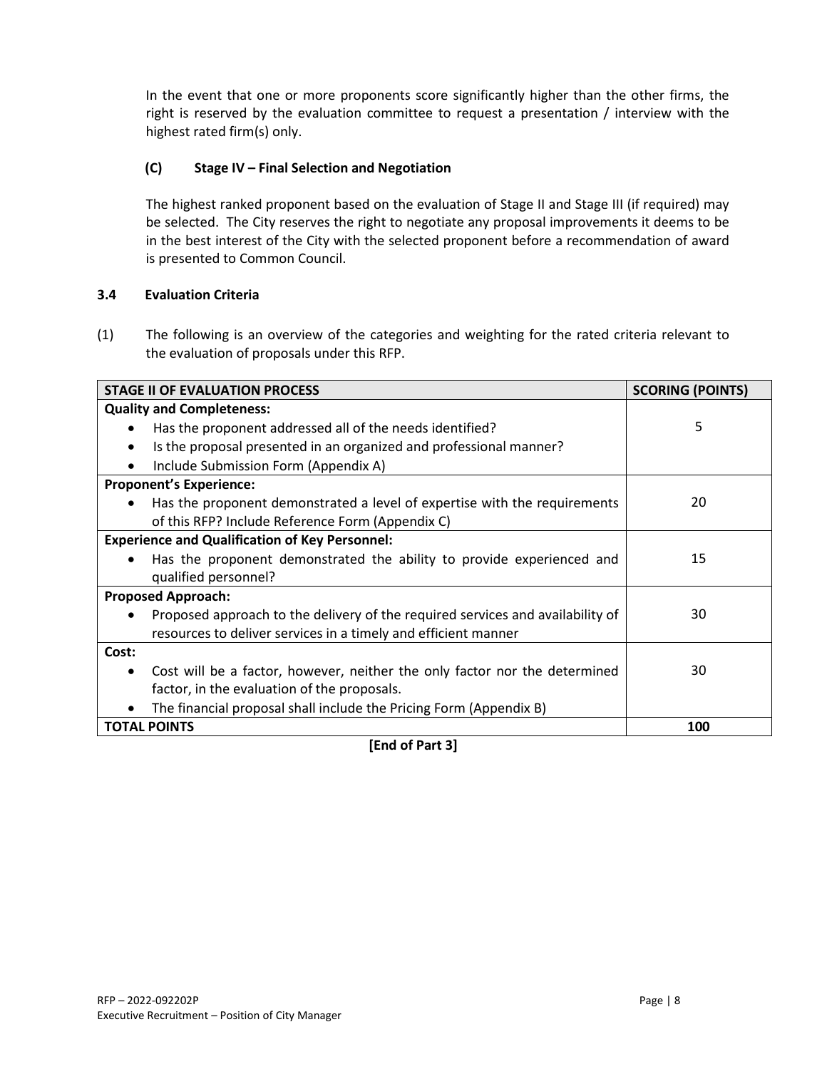In the event that one or more proponents score significantly higher than the other firms, the right is reserved by the evaluation committee to request a presentation / interview with the highest rated firm(s) only.

**(C) Stage IV – Final Selection and Negotiation**

The highest ranked proponent based on the evaluation of Stage II and Stage III (if required) may be selected. The City reserves the right to negotiate any proposal improvements it deems to be in the best interest of the City with the selected proponent before a recommendation of award is presented to Common Council.

### 3.4 Evaluation Criteria

(1) The following is an overview of the categories and weighting for the rated criteria relevant to the evaluation of proposals under this RFP.

| STAGE II OF EVALUATION PROCESS | SCORING (POINTS) |
|---|---|
| **Quality and Completeness:**<br>• Has the proponent addressed all of the needs identified?<br>• Is the proposal presented in an organized and professional manner?<br>• Include Submission Form (Appendix A) | 5 |
| **Proponent's Experience:**<br>• Has the proponent demonstrated a level of expertise with the requirements of this RFP? Include Reference Form (Appendix C) | 20 |
| **Experience and Qualification of Key Personnel:**<br>• Has the proponent demonstrated the ability to provide experienced and qualified personnel? | 15 |
| **Proposed Approach:**<br>• Proposed approach to the delivery of the required services and availability of resources to deliver services in a timely and efficient manner | 30 |
| **Cost:**<br>• Cost will be a factor, however, neither the only factor nor the determined factor, in the evaluation of the proposals.<br>• The financial proposal shall include the Pricing Form (Appendix B) | 30 |
| **TOTAL POINTS** | **100** |

**[End of Part 3]**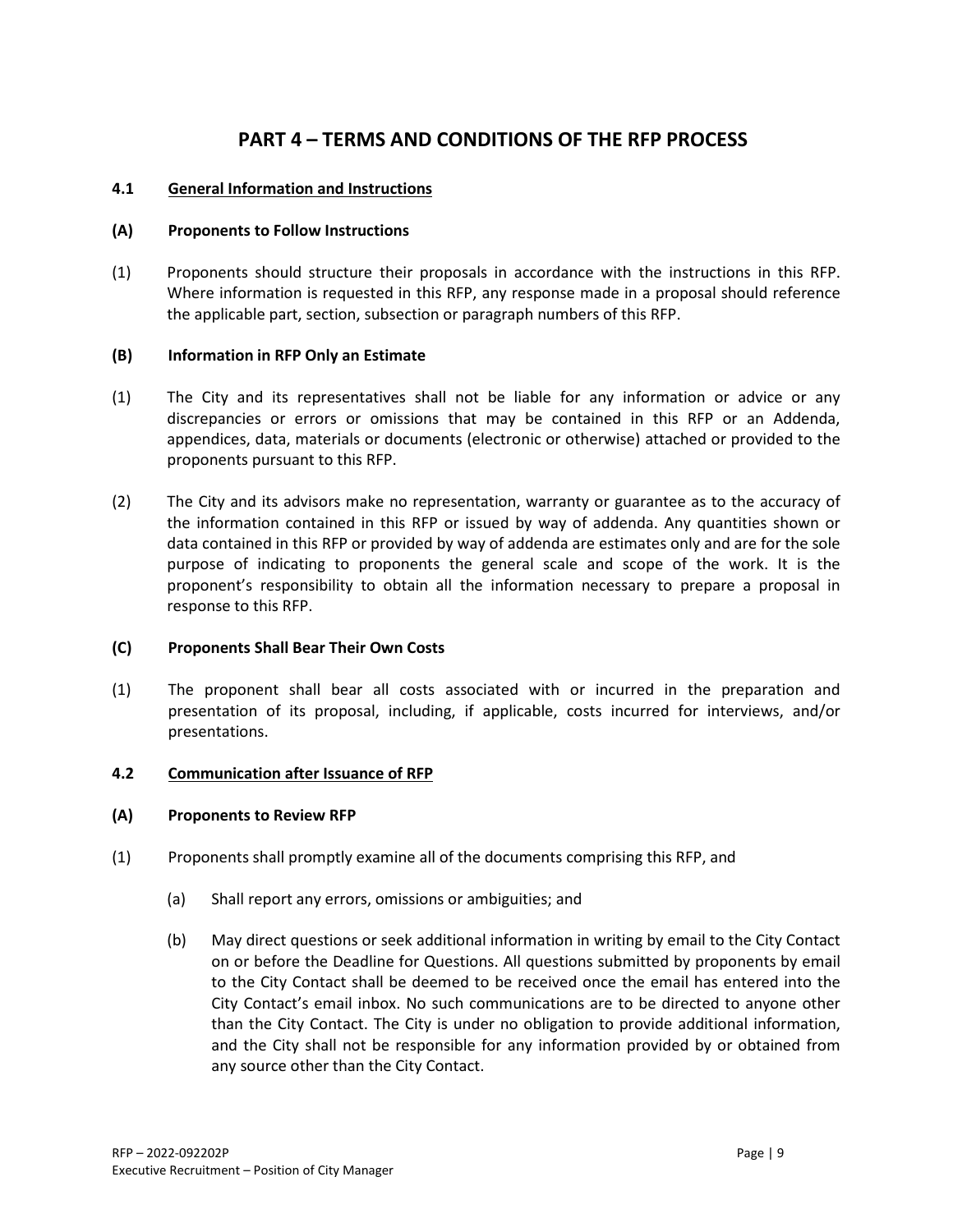# PART 4 – TERMS AND CONDITIONS OF THE RFP PROCESS

## 4.1 General Information and Instructions

### (A) Proponents to Follow Instructions

(1) Proponents should structure their proposals in accordance with the instructions in this RFP. Where information is requested in this RFP, any response made in a proposal should reference the applicable part, section, subsection or paragraph numbers of this RFP.

### (B) Information in RFP Only an Estimate

(1) The City and its representatives shall not be liable for any information or advice or any discrepancies or errors or omissions that may be contained in this RFP or an Addenda, appendices, data, materials or documents (electronic or otherwise) attached or provided to the proponents pursuant to this RFP.

(2) The City and its advisors make no representation, warranty or guarantee as to the accuracy of the information contained in this RFP or issued by way of addenda. Any quantities shown or data contained in this RFP or provided by way of addenda are estimates only and are for the sole purpose of indicating to proponents the general scale and scope of the work. It is the proponent's responsibility to obtain all the information necessary to prepare a proposal in response to this RFP.

### (C) Proponents Shall Bear Their Own Costs

(1) The proponent shall bear all costs associated with or incurred in the preparation and presentation of its proposal, including, if applicable, costs incurred for interviews, and/or presentations.

## 4.2 Communication after Issuance of RFP

### (A) Proponents to Review RFP

(1) Proponents shall promptly examine all of the documents comprising this RFP, and

- (a) Shall report any errors, omissions or ambiguities; and
- (b) May direct questions or seek additional information in writing by email to the City Contact on or before the Deadline for Questions. All questions submitted by proponents by email to the City Contact shall be deemed to be received once the email has entered into the City Contact's email inbox. No such communications are to be directed to anyone other than the City Contact. The City is under no obligation to provide additional information, and the City shall not be responsible for any information provided by or obtained from any source other than the City Contact.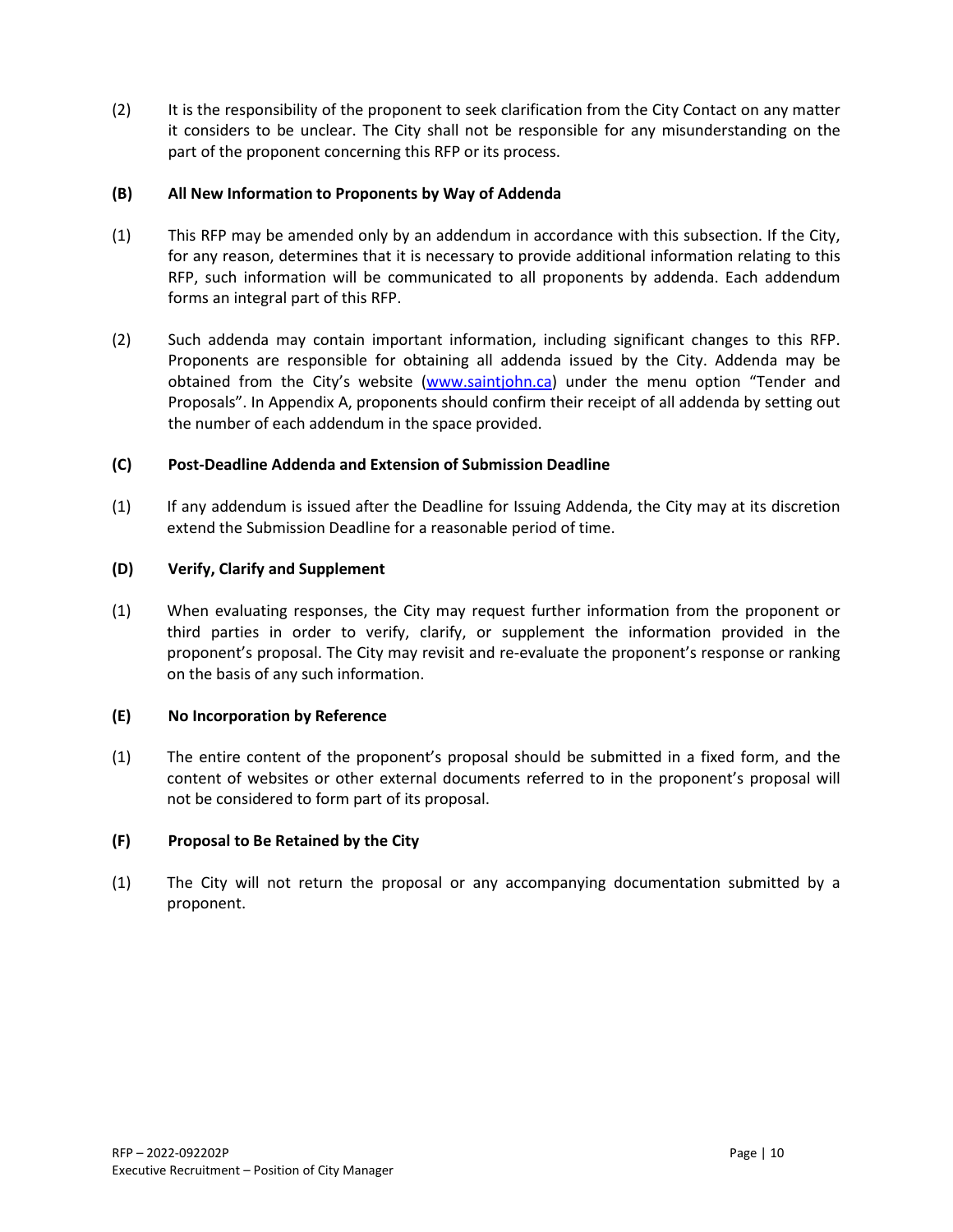(2) It is the responsibility of the proponent to seek clarification from the City Contact on any matter it considers to be unclear. The City shall not be responsible for any misunderstanding on the part of the proponent concerning this RFP or its process.

**(B) All New Information to Proponents by Way of Addenda**

(1) This RFP may be amended only by an addendum in accordance with this subsection. If the City, for any reason, determines that it is necessary to provide additional information relating to this RFP, such information will be communicated to all proponents by addenda. Each addendum forms an integral part of this RFP.

(2) Such addenda may contain important information, including significant changes to this RFP. Proponents are responsible for obtaining all addenda issued by the City. Addenda may be obtained from the City's website (www.saintjohn.ca) under the menu option "Tender and Proposals". In Appendix A, proponents should confirm their receipt of all addenda by setting out the number of each addendum in the space provided.

**(C) Post-Deadline Addenda and Extension of Submission Deadline**

(1) If any addendum is issued after the Deadline for Issuing Addenda, the City may at its discretion extend the Submission Deadline for a reasonable period of time.

**(D) Verify, Clarify and Supplement**

(1) When evaluating responses, the City may request further information from the proponent or third parties in order to verify, clarify, or supplement the information provided in the proponent's proposal. The City may revisit and re-evaluate the proponent's response or ranking on the basis of any such information.

**(E) No Incorporation by Reference**

(1) The entire content of the proponent's proposal should be submitted in a fixed form, and the content of websites or other external documents referred to in the proponent's proposal will not be considered to form part of its proposal.

**(F) Proposal to Be Retained by the City**

(1) The City will not return the proposal or any accompanying documentation submitted by a proponent.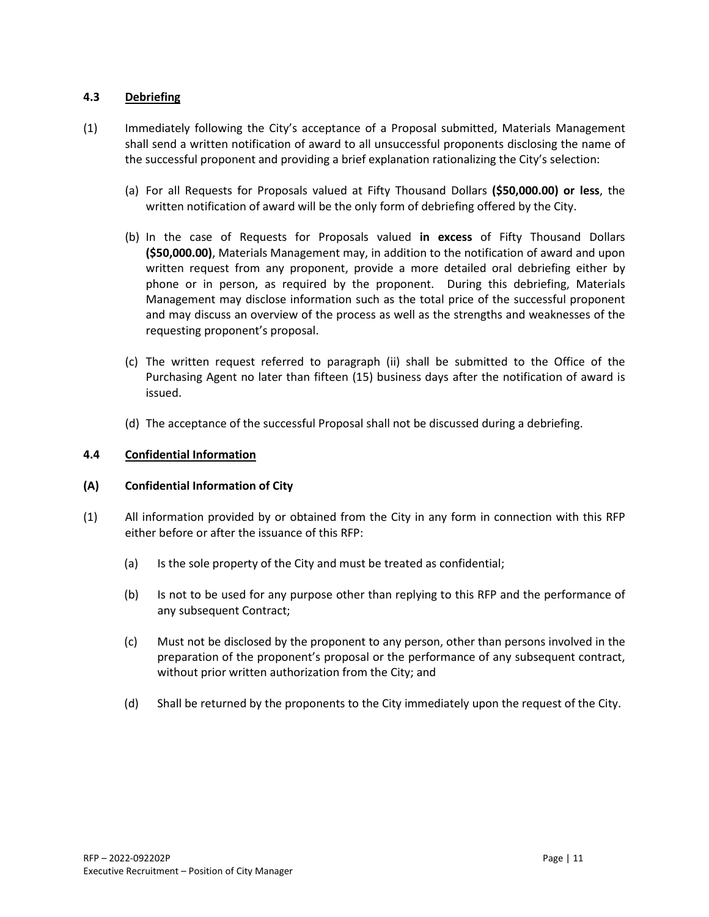### 4.3 Debriefing

(1) Immediately following the City's acceptance of a Proposal submitted, Materials Management shall send a written notification of award to all unsuccessful proponents disclosing the name of the successful proponent and providing a brief explanation rationalizing the City's selection:

(a) For all Requests for Proposals valued at Fifty Thousand Dollars **($50,000.00) or less**, the written notification of award will be the only form of debriefing offered by the City.

(b) In the case of Requests for Proposals valued **in excess** of Fifty Thousand Dollars **($50,000.00)**, Materials Management may, in addition to the notification of award and upon written request from any proponent, provide a more detailed oral debriefing either by phone or in person, as required by the proponent. During this debriefing, Materials Management may disclose information such as the total price of the successful proponent and may discuss an overview of the process as well as the strengths and weaknesses of the requesting proponent's proposal.

(c) The written request referred to paragraph (ii) shall be submitted to the Office of the Purchasing Agent no later than fifteen (15) business days after the notification of award is issued.

(d) The acceptance of the successful Proposal shall not be discussed during a debriefing.

### 4.4 Confidential Information

**(A) Confidential Information of City**

(1) All information provided by or obtained from the City in any form in connection with this RFP either before or after the issuance of this RFP:

(a) Is the sole property of the City and must be treated as confidential;

(b) Is not to be used for any purpose other than replying to this RFP and the performance of any subsequent Contract;

(c) Must not be disclosed by the proponent to any person, other than persons involved in the preparation of the proponent's proposal or the performance of any subsequent contract, without prior written authorization from the City; and

(d) Shall be returned by the proponents to the City immediately upon the request of the City.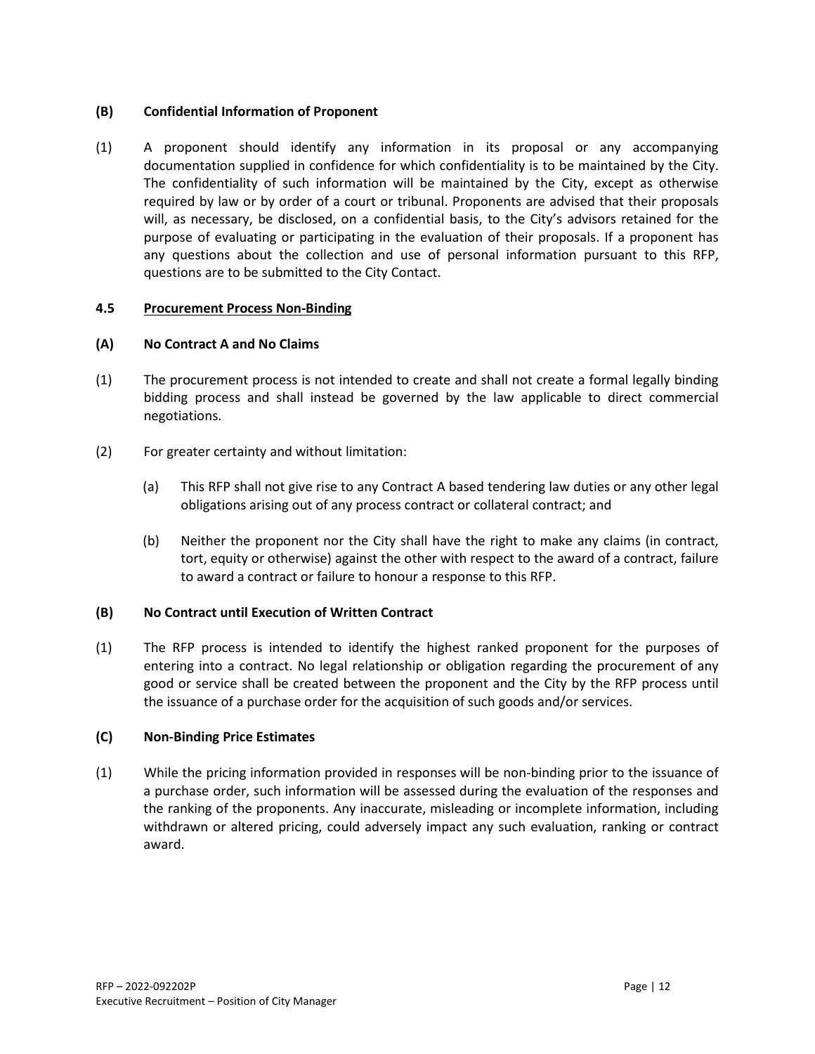**(B) Confidential Information of Proponent**

(1) A proponent should identify any information in its proposal or any accompanying documentation supplied in confidence for which confidentiality is to be maintained by the City. The confidentiality of such information will be maintained by the City, except as otherwise required by law or by order of a court or tribunal. Proponents are advised that their proposals will, as necessary, be disclosed, on a confidential basis, to the City's advisors retained for the purpose of evaluating or participating in the evaluation of their proposals. If a proponent has any questions about the collection and use of personal information pursuant to this RFP, questions are to be submitted to the City Contact.

### 4.5 Procurement Process Non-Binding

**(A) No Contract A and No Claims**

(1) The procurement process is not intended to create and shall not create a formal legally binding bidding process and shall instead be governed by the law applicable to direct commercial negotiations.

(2) For greater certainty and without limitation:

- (a) This RFP shall not give rise to any Contract A based tendering law duties or any other legal obligations arising out of any process contract or collateral contract; and
- (b) Neither the proponent nor the City shall have the right to make any claims (in contract, tort, equity or otherwise) against the other with respect to the award of a contract, failure to award a contract or failure to honour a response to this RFP.

**(B) No Contract until Execution of Written Contract**

(1) The RFP process is intended to identify the highest ranked proponent for the purposes of entering into a contract. No legal relationship or obligation regarding the procurement of any good or service shall be created between the proponent and the City by the RFP process until the issuance of a purchase order for the acquisition of such goods and/or services.

**(C) Non-Binding Price Estimates**

(1) While the pricing information provided in responses will be non-binding prior to the issuance of a purchase order, such information will be assessed during the evaluation of the responses and the ranking of the proponents. Any inaccurate, misleading or incomplete information, including withdrawn or altered pricing, could adversely impact any such evaluation, ranking or contract award.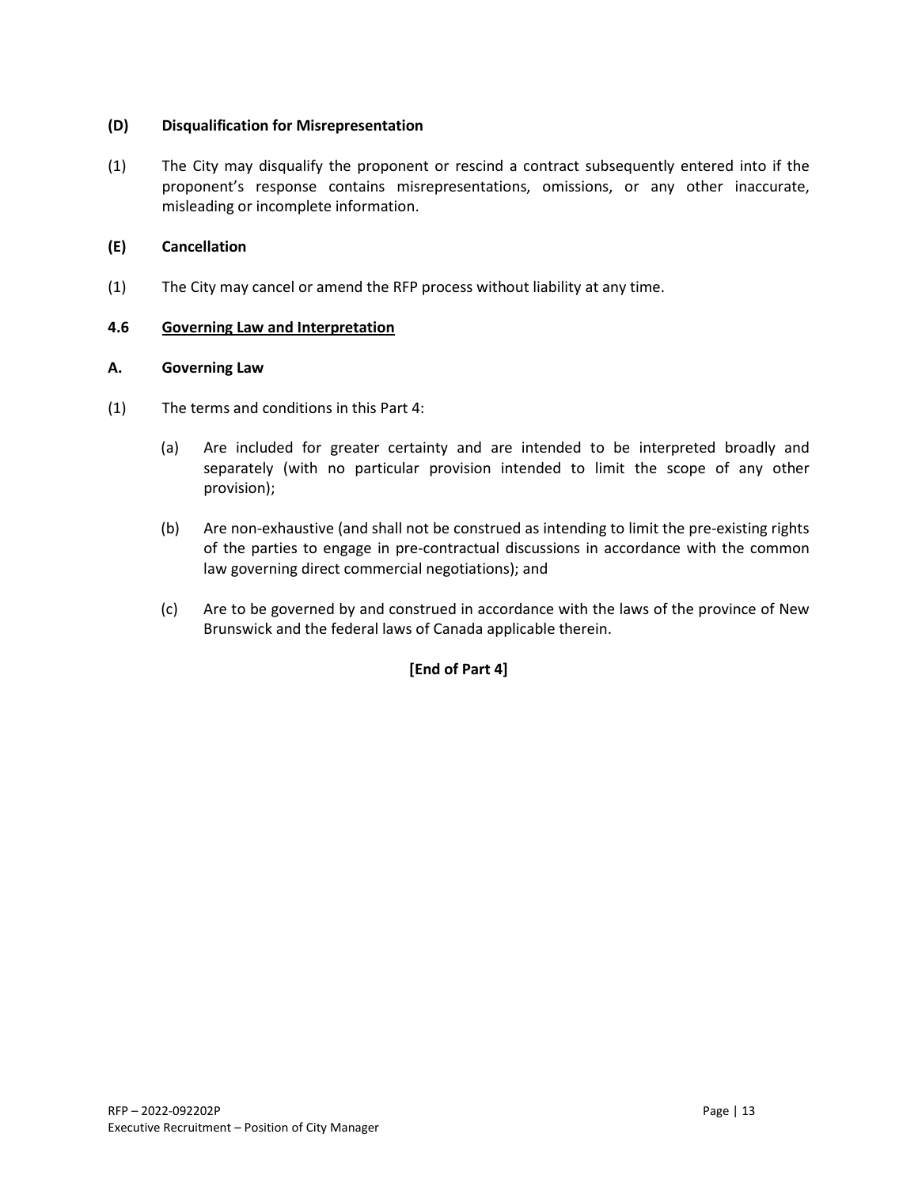**(D) Disqualification for Misrepresentation**

(1) The City may disqualify the proponent or rescind a contract subsequently entered into if the proponent's response contains misrepresentations, omissions, or any other inaccurate, misleading or incomplete information.

**(E) Cancellation**

(1) The City may cancel or amend the RFP process without liability at any time.

## 4.6 Governing Law and Interpretation

**A. Governing Law**

(1) The terms and conditions in this Part 4:

(a) Are included for greater certainty and are intended to be interpreted broadly and separately (with no particular provision intended to limit the scope of any other provision);

(b) Are non-exhaustive (and shall not be construed as intending to limit the pre-existing rights of the parties to engage in pre-contractual discussions in accordance with the common law governing direct commercial negotiations); and

(c) Are to be governed by and construed in accordance with the laws of the province of New Brunswick and the federal laws of Canada applicable therein.

**[End of Part 4]**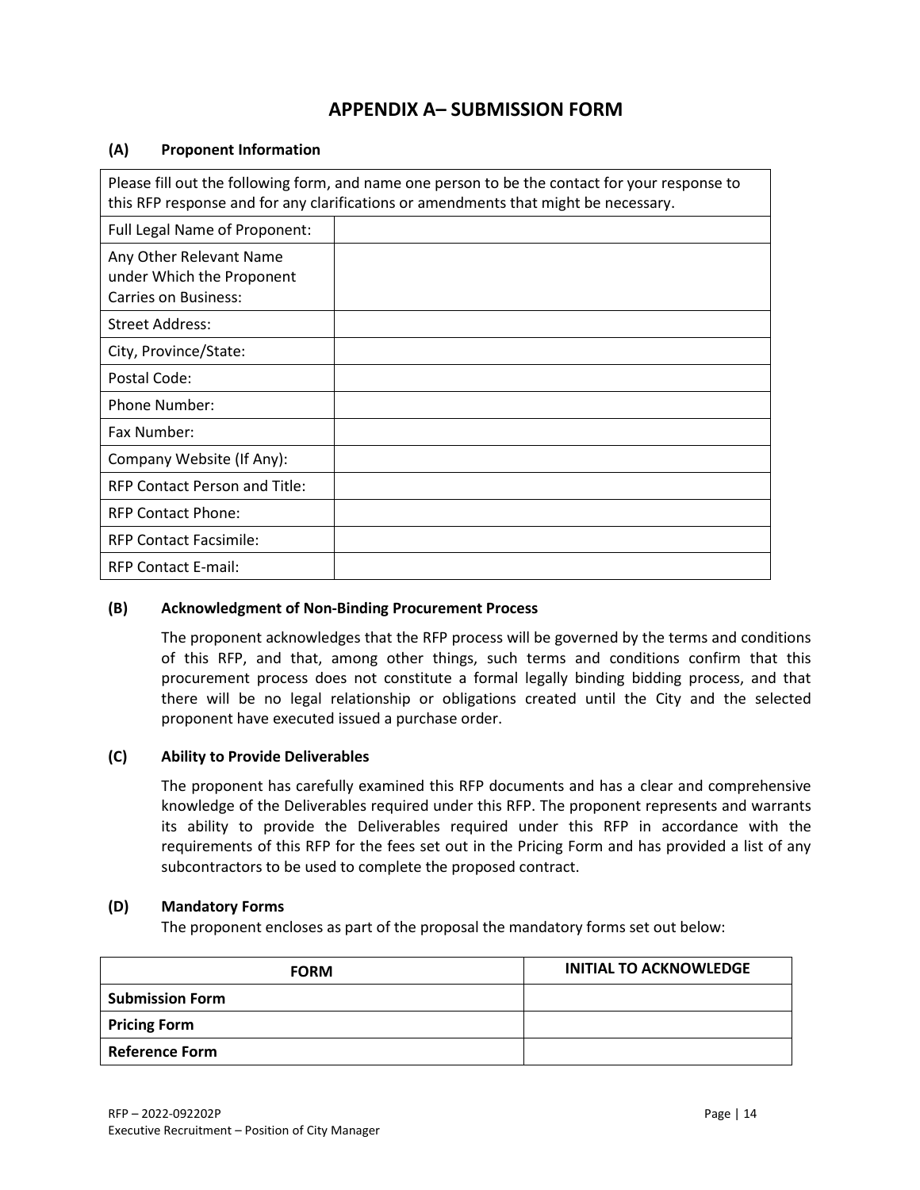# APPENDIX A– SUBMISSION FORM

**(A) Proponent Information**

| Please fill out the following form, and name one person to be the contact for your response to this RFP response and for any clarifications or amendments that might be necessary. | |
|---|---|
| Full Legal Name of Proponent: | |
| Any Other Relevant Name under Which the Proponent Carries on Business: | |
| Street Address: | |
| City, Province/State: | |
| Postal Code: | |
| Phone Number: | |
| Fax Number: | |
| Company Website (If Any): | |
| RFP Contact Person and Title: | |
| RFP Contact Phone: | |
| RFP Contact Facsimile: | |
| RFP Contact E-mail: | |

**(B) Acknowledgment of Non-Binding Procurement Process**

The proponent acknowledges that the RFP process will be governed by the terms and conditions of this RFP, and that, among other things, such terms and conditions confirm that this procurement process does not constitute a formal legally binding bidding process, and that there will be no legal relationship or obligations created until the City and the selected proponent have executed issued a purchase order.

**(C) Ability to Provide Deliverables**

The proponent has carefully examined this RFP documents and has a clear and comprehensive knowledge of the Deliverables required under this RFP. The proponent represents and warrants its ability to provide the Deliverables required under this RFP in accordance with the requirements of this RFP for the fees set out in the Pricing Form and has provided a list of any subcontractors to be used to complete the proposed contract.

**(D) Mandatory Forms**

The proponent encloses as part of the proposal the mandatory forms set out below:

| FORM | INITIAL TO ACKNOWLEDGE |
|---|---|
| **Submission Form** | |
| **Pricing Form** | |
| **Reference Form** | |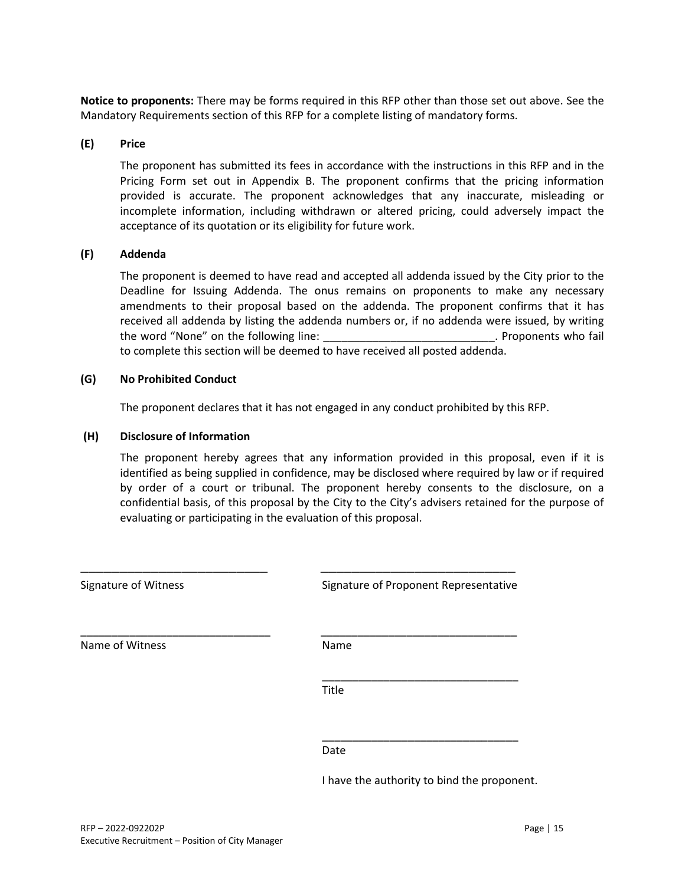**Notice to proponents:** There may be forms required in this RFP other than those set out above. See the Mandatory Requirements section of this RFP for a complete listing of mandatory forms.

**(E) Price**

The proponent has submitted its fees in accordance with the instructions in this RFP and in the Pricing Form set out in Appendix B. The proponent confirms that the pricing information provided is accurate. The proponent acknowledges that any inaccurate, misleading or incomplete information, including withdrawn or altered pricing, could adversely impact the acceptance of its quotation or its eligibility for future work.

**(F) Addenda**

The proponent is deemed to have read and accepted all addenda issued by the City prior to the Deadline for Issuing Addenda. The onus remains on proponents to make any necessary amendments to their proposal based on the addenda. The proponent confirms that it has received all addenda by listing the addenda numbers or, if no addenda were issued, by writing the word "None" on the following line: ____________________________. Proponents who fail to complete this section will be deemed to have received all posted addenda.

**(G) No Prohibited Conduct**

The proponent declares that it has not engaged in any conduct prohibited by this RFP.

**(H) Disclosure of Information**

The proponent hereby agrees that any information provided in this proposal, even if it is identified as being supplied in confidence, may be disclosed where required by law or if required by order of a court or tribunal. The proponent hereby consents to the disclosure, on a confidential basis, of this proposal by the City to the City's advisers retained for the purpose of evaluating or participating in the evaluation of this proposal.

______________________________ &nbsp;&nbsp;&nbsp;&nbsp; ________________________________
Signature of Witness &nbsp;&nbsp;&nbsp;&nbsp; Signature of Proponent Representative

______________________________ &nbsp;&nbsp;&nbsp;&nbsp; ________________________________
Name of Witness &nbsp;&nbsp;&nbsp;&nbsp; Name

________________________________
Title

________________________________
Date

I have the authority to bind the proponent.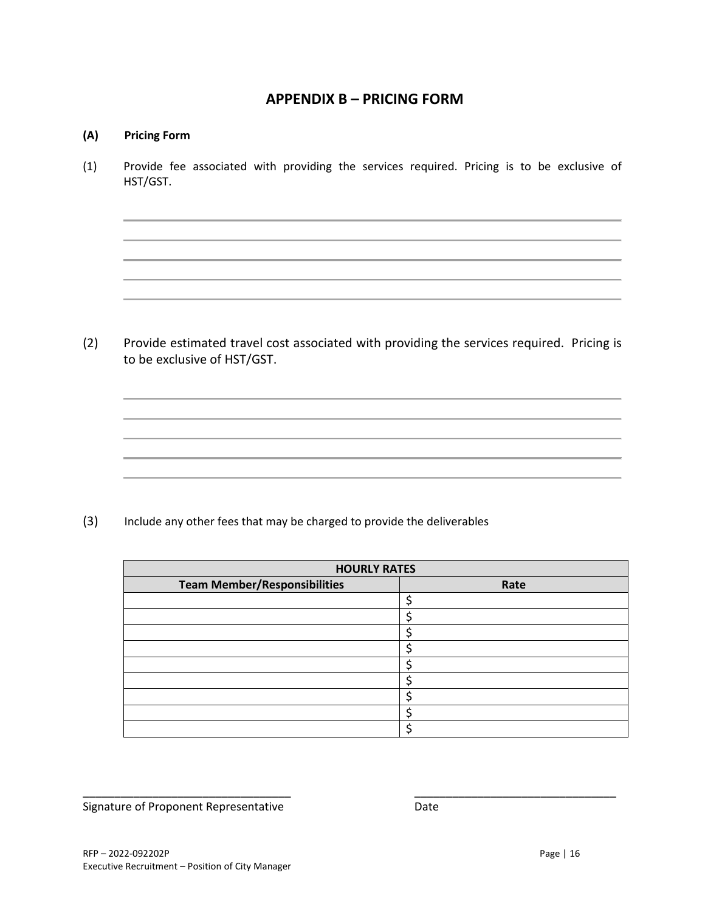## APPENDIX B – PRICING FORM

**(A) Pricing Form**

(1) Provide fee associated with providing the services required. Pricing is to be exclusive of HST/GST.

_______________________________________________________________________________

_______________________________________________________________________________

_______________________________________________________________________________

_______________________________________________________________________________

_______________________________________________________________________________

(2) Provide estimated travel cost associated with providing the services required. Pricing is to be exclusive of HST/GST.

_______________________________________________________________________________

_______________________________________________________________________________

_______________________________________________________________________________

_______________________________________________________________________________

_______________________________________________________________________________

(3) Include any other fees that may be charged to provide the deliverables

| HOURLY RATES | |
|---|---|
| **Team Member/Responsibilities** | **Rate** |
| | $ |
| | $ |
| | $ |
| | $ |
| | $ |
| | $ |
| | $ |
| | $ |
| | $ |

___________________________________ ___________________________________

Signature of Proponent Representative Date

RFP – 2022-092202P
Executive Recruitment – Position of City Manager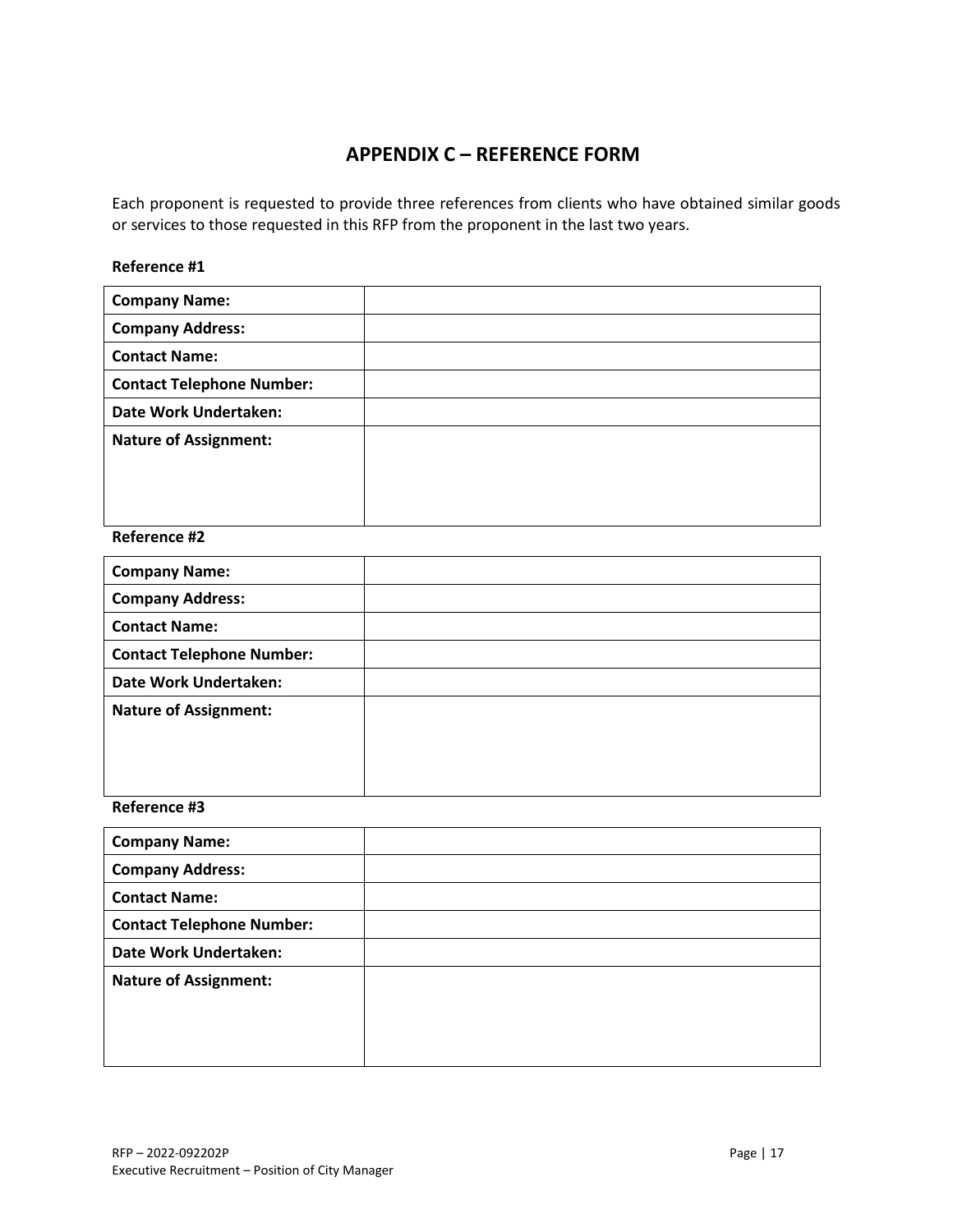## APPENDIX C – REFERENCE FORM

Each proponent is requested to provide three references from clients who have obtained similar goods or services to those requested in this RFP from the proponent in the last two years.

**Reference #1**

| | |
|---|---|
| **Company Name:** | |
| **Company Address:** | |
| **Contact Name:** | |
| **Contact Telephone Number:** | |
| **Date Work Undertaken:** | |
| **Nature of Assignment:** | |

**Reference #2**

| | |
|---|---|
| **Company Name:** | |
| **Company Address:** | |
| **Contact Name:** | |
| **Contact Telephone Number:** | |
| **Date Work Undertaken:** | |
| **Nature of Assignment:** | |

**Reference #3**

| | |
|---|---|
| **Company Name:** | |
| **Company Address:** | |
| **Contact Name:** | |
| **Contact Telephone Number:** | |
| **Date Work Undertaken:** | |
| **Nature of Assignment:** | |